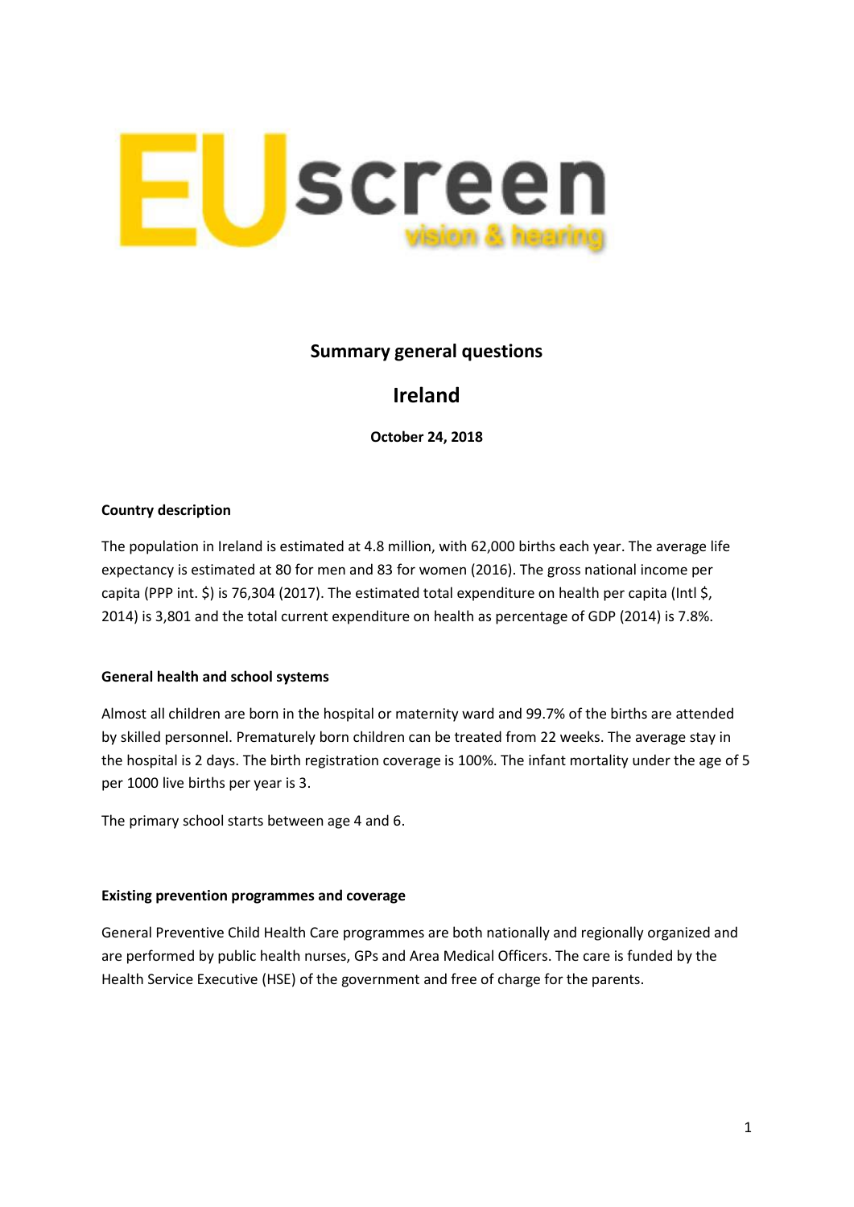# Summary general questions

## Ireland

**October 24, 2018**

### Country description

The population in Ireland is estimated at 4.8 million, with 62,000 births each year. The average life expectancy is estimated at 80 for men and 83 for women (2016). The gross national income per capita (PPP int. $) is 76,304 (2017). The estimated total expenditure on health per capita (Intl $, 2014) is 3,801 and the total current expenditure on health as percentage of GDP (2014) is 7.8%.

### General health and school systems

Almost all children are born in the hospital or maternity ward and 99.7% of the births are attended by skilled personnel. Prematurely born children can be treated from 22 weeks. The average stay in the hospital is 2 days. The birth registration coverage is 100%. The infant mortality under the age of 5 per 1000 live births per year is 3.

The primary school starts between age 4 and 6.

### Existing prevention programmes and coverage

General Preventive Child Health Care programmes are both nationally and regionally organized and are performed by public health nurses, GPs and Area Medical Officers. The care is funded by the Health Service Executive (HSE) of the government and free of charge for the parents.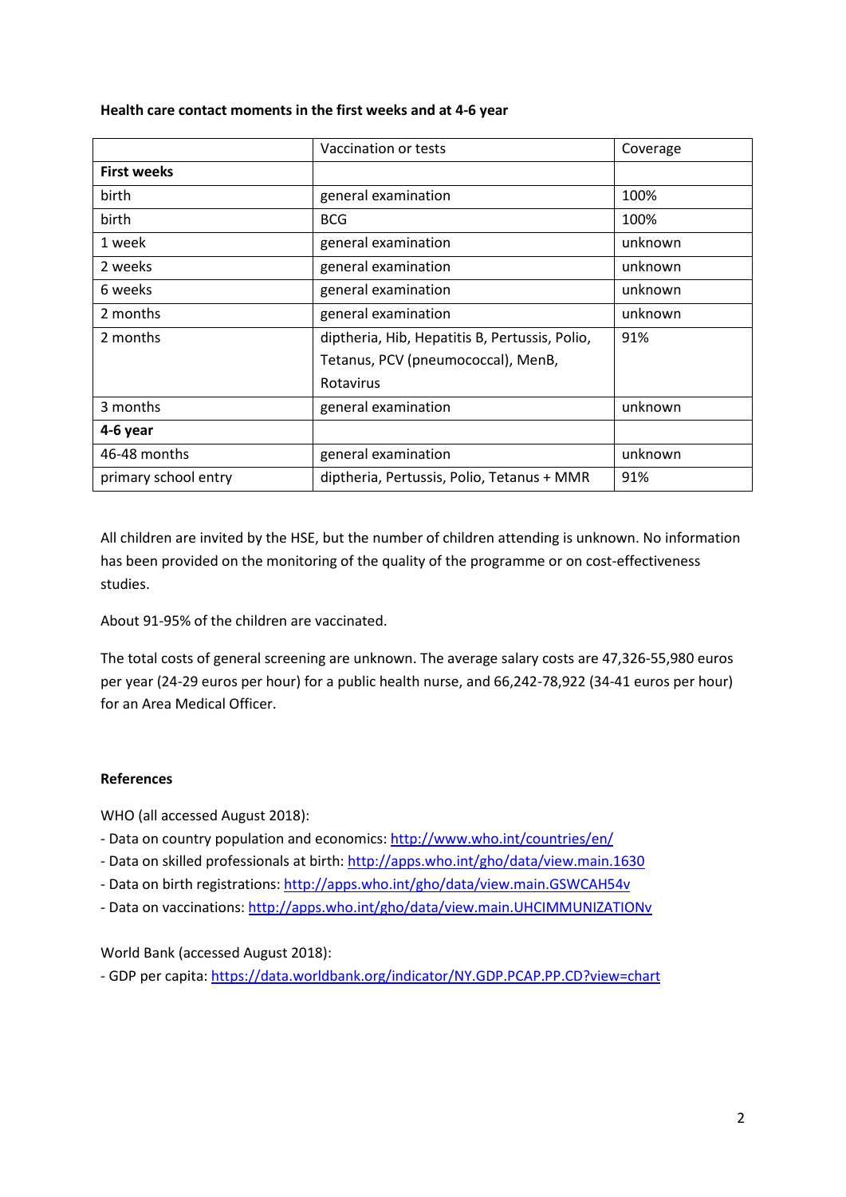**Health care contact moments in the first weeks and at 4-6 year**

| | Vaccination or tests | Coverage |
|---|---|---|
| **First weeks** | | |
| birth | general examination | 100% |
| birth | BCG | 100% |
| 1 week | general examination | unknown |
| 2 weeks | general examination | unknown |
| 6 weeks | general examination | unknown |
| 2 months | general examination | unknown |
| 2 months | diptheria, Hib, Hepatitis B, Pertussis, Polio, Tetanus, PCV (pneumococcal), MenB, Rotavirus | 91% |
| 3 months | general examination | unknown |
| **4-6 year** | | |
| 46-48 months | general examination | unknown |
| primary school entry | diptheria, Pertussis, Polio, Tetanus + MMR | 91% |

All children are invited by the HSE, but the number of children attending is unknown. No information has been provided on the monitoring of the quality of the programme or on cost-effectiveness studies.

About 91-95% of the children are vaccinated.

The total costs of general screening are unknown. The average salary costs are 47,326-55,980 euros per year (24-29 euros per hour) for a public health nurse, and 66,242-78,922 (34-41 euros per hour) for an Area Medical Officer.

**References**

WHO (all accessed August 2018):
- Data on country population and economics: http://www.who.int/countries/en/
- Data on skilled professionals at birth: http://apps.who.int/gho/data/view.main.1630
- Data on birth registrations: http://apps.who.int/gho/data/view.main.GSWCAH54v
- Data on vaccinations: http://apps.who.int/gho/data/view.main.UHCIMMUNIZATIONv

World Bank (accessed August 2018):
- GDP per capita: https://data.worldbank.org/indicator/NY.GDP.PCAP.PP.CD?view=chart